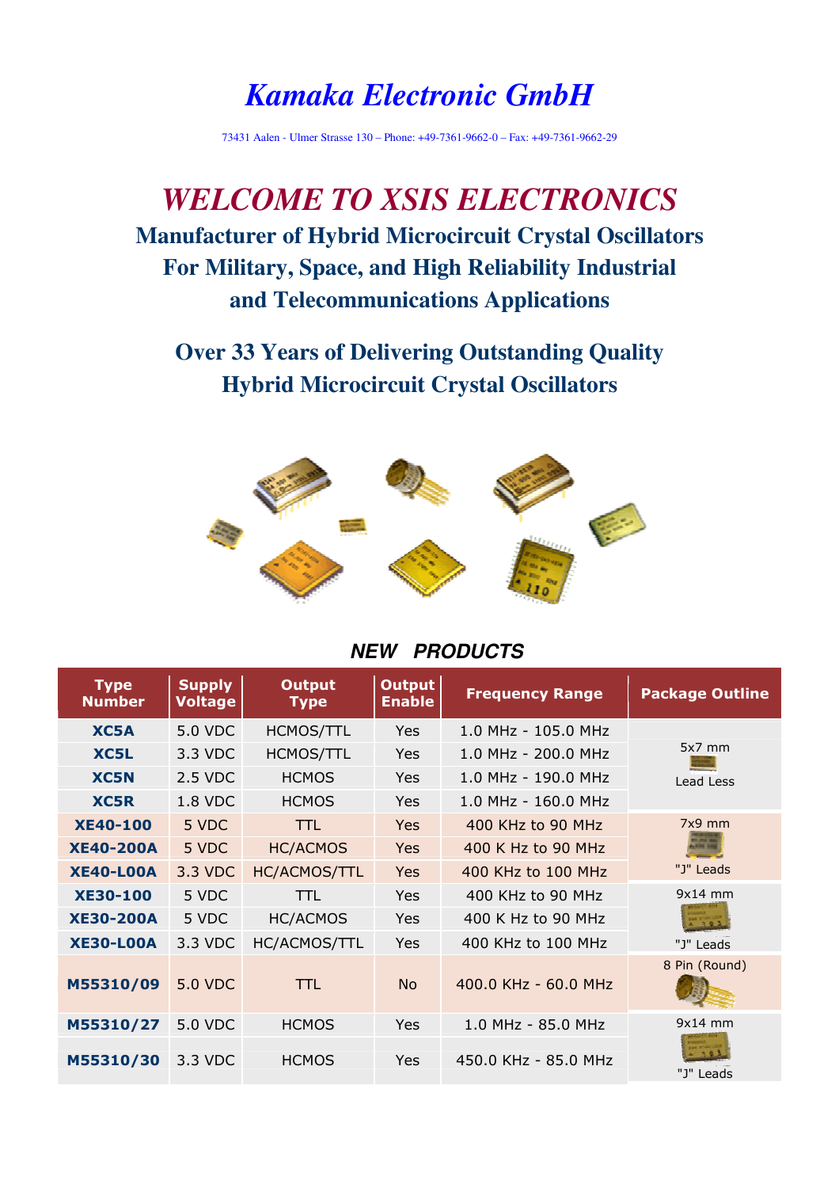# Kamaka Electronic GmbH

73431 Aalen - Ulmer Strasse 130 – Phone: +49-7361-9662-0 – Fax: +49-7361-9662-29

# WELCOME TO XSIS ELECTRONICS

## Manufacturer of Hybrid Microcircuit Crystal Oscillators For Military, Space, and High Reliability Industrial and Telecommunications Applications

## Over 33 Years of Delivering Outstanding Quality Hybrid Microcircuit Crystal Oscillators

### *NEW PRODUCTS*

| Type Number | Supply Voltage | Output Type | Output Enable | Frequency Range | Package Outline |
|---|---|---|---|---|---|
| **XC5A** | 5.0 VDC | HCMOS/TTL | Yes | 1.0 MHz - 105.0 MHz | 5x7 mm Lead Less |
| **XC5L** | 3.3 VDC | HCMOS/TTL | Yes | 1.0 MHz - 200.0 MHz | |
| **XC5N** | 2.5 VDC | HCMOS | Yes | 1.0 MHz - 190.0 MHz | |
| **XC5R** | 1.8 VDC | HCMOS | Yes | 1.0 MHz - 160.0 MHz | |
| **XE40-100** | 5 VDC | TTL | Yes | 400 KHz to 90 MHz | 7x9 mm "J" Leads |
| **XE40-200A** | 5 VDC | HC/ACMOS | Yes | 400 K Hz to 90 MHz | |
| **XE40-L00A** | 3.3 VDC | HC/ACMOS/TTL | Yes | 400 KHz to 100 MHz | |
| **XE30-100** | 5 VDC | TTL | Yes | 400 KHz to 90 MHz | 9x14 mm "J" Leads |
| **XE30-200A** | 5 VDC | HC/ACMOS | Yes | 400 K Hz to 90 MHz | |
| **XE30-L00A** | 3.3 VDC | HC/ACMOS/TTL | Yes | 400 KHz to 100 MHz | |
| **M55310/09** | 5.0 VDC | TTL | No | 400.0 KHz - 60.0 MHz | 8 Pin (Round) |
| **M55310/27** | 5.0 VDC | HCMOS | Yes | 1.0 MHz - 85.0 MHz | 9x14 mm "J" Leads |
| **M55310/30** | 3.3 VDC | HCMOS | Yes | 450.0 KHz - 85.0 MHz | |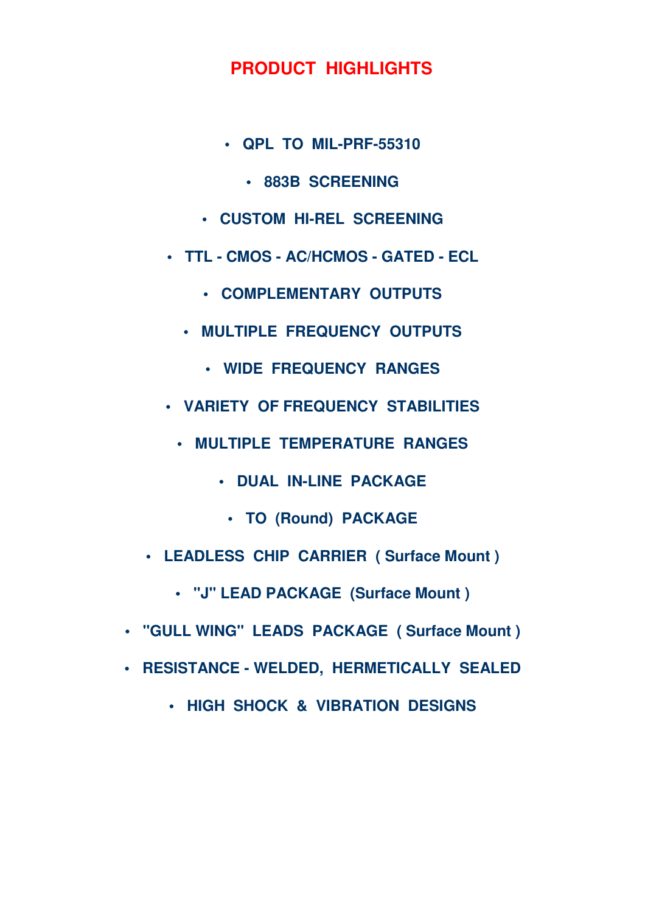# PRODUCT HIGHLIGHTS

- QPL TO MIL-PRF-55310
- 883B SCREENING
- CUSTOM HI-REL SCREENING
- TTL - CMOS - AC/HCMOS - GATED - ECL
- COMPLEMENTARY OUTPUTS
- MULTIPLE FREQUENCY OUTPUTS
- WIDE FREQUENCY RANGES
- VARIETY OF FREQUENCY STABILITIES
- MULTIPLE TEMPERATURE RANGES
- DUAL IN-LINE PACKAGE
- TO (Round) PACKAGE
- LEADLESS CHIP CARRIER ( Surface Mount )
- "J" LEAD PACKAGE (Surface Mount )
- "GULL WING" LEADS PACKAGE ( Surface Mount )
- RESISTANCE - WELDED, HERMETICALLY SEALED
- HIGH SHOCK & VIBRATION DESIGNS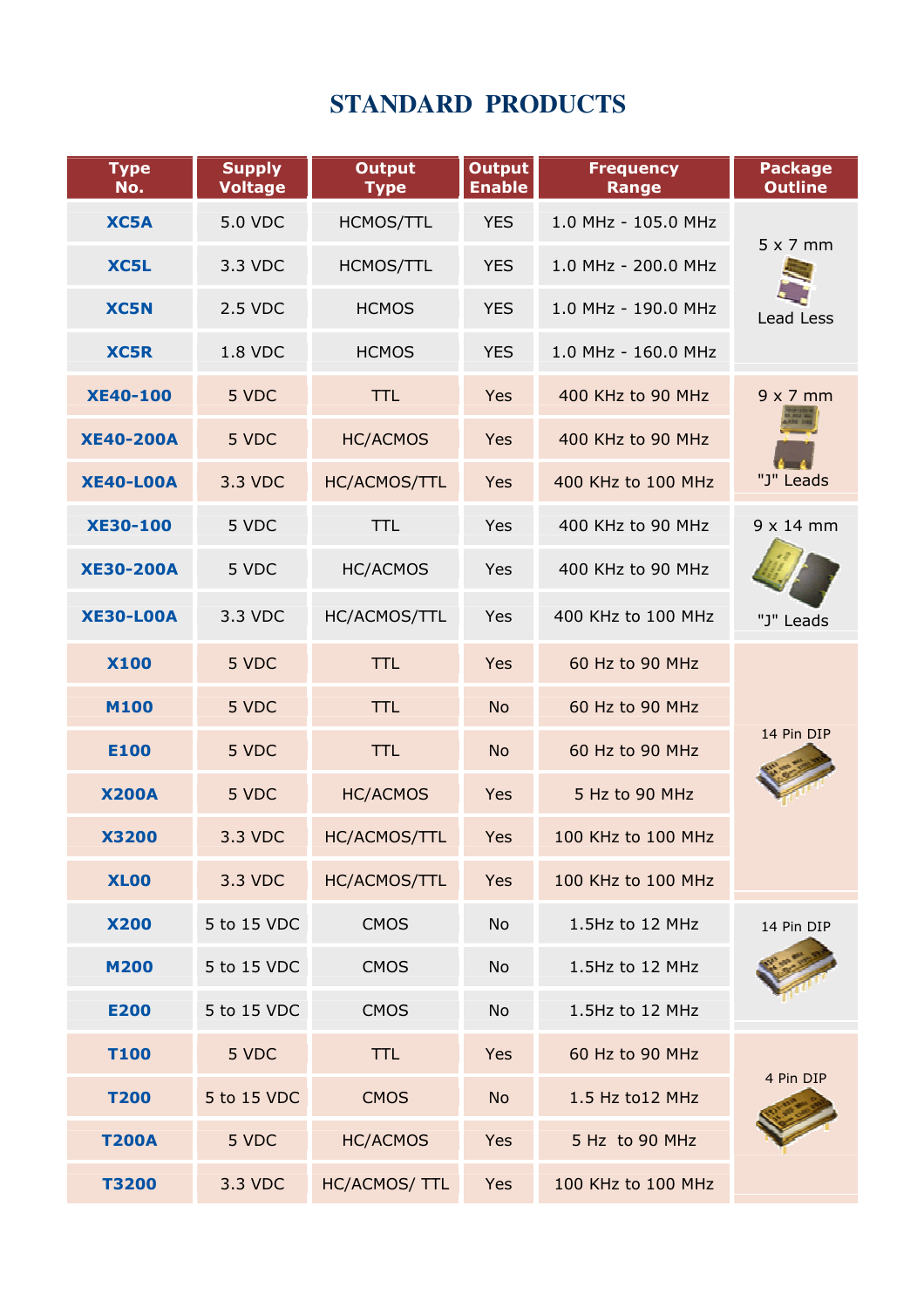# STANDARD PRODUCTS

| Type No. | Supply Voltage | Output Type | Output Enable | Frequency Range | Package Outline |
|---|---|---|---|---|---|
| XC5A | 5.0 VDC | HCMOS/TTL | YES | 1.0 MHz - 105.0 MHz | 5 x 7 mm Lead Less |
| XC5L | 3.3 VDC | HCMOS/TTL | YES | 1.0 MHz - 200.0 MHz | |
| XC5N | 2.5 VDC | HCMOS | YES | 1.0 MHz - 190.0 MHz | |
| XC5R | 1.8 VDC | HCMOS | YES | 1.0 MHz - 160.0 MHz | |
| XE40-100 | 5 VDC | TTL | Yes | 400 KHz to 90 MHz | 9 x 7 mm "J" Leads |
| XE40-200A | 5 VDC | HC/ACMOS | Yes | 400 KHz to 90 MHz | |
| XE40-L00A | 3.3 VDC | HC/ACMOS/TTL | Yes | 400 KHz to 100 MHz | |
| XE30-100 | 5 VDC | TTL | Yes | 400 KHz to 90 MHz | 9 x 14 mm "J" Leads |
| XE30-200A | 5 VDC | HC/ACMOS | Yes | 400 KHz to 90 MHz | |
| XE30-L00A | 3.3 VDC | HC/ACMOS/TTL | Yes | 400 KHz to 100 MHz | |
| X100 | 5 VDC | TTL | Yes | 60 Hz to 90 MHz | 14 Pin DIP |
| M100 | 5 VDC | TTL | No | 60 Hz to 90 MHz | |
| E100 | 5 VDC | TTL | No | 60 Hz to 90 MHz | |
| X200A | 5 VDC | HC/ACMOS | Yes | 5 Hz to 90 MHz | |
| X3200 | 3.3 VDC | HC/ACMOS/TTL | Yes | 100 KHz to 100 MHz | |
| XL00 | 3.3 VDC | HC/ACMOS/TTL | Yes | 100 KHz to 100 MHz | |
| X200 | 5 to 15 VDC | CMOS | No | 1.5Hz to 12 MHz | 14 Pin DIP |
| M200 | 5 to 15 VDC | CMOS | No | 1.5Hz to 12 MHz | |
| E200 | 5 to 15 VDC | CMOS | No | 1.5Hz to 12 MHz | |
| T100 | 5 VDC | TTL | Yes | 60 Hz to 90 MHz | 4 Pin DIP |
| T200 | 5 to 15 VDC | CMOS | No | 1.5 Hz to12 MHz | |
| T200A | 5 VDC | HC/ACMOS | Yes | 5 Hz to 90 MHz | |
| T3200 | 3.3 VDC | HC/ACMOS/ TTL | Yes | 100 KHz to 100 MHz | |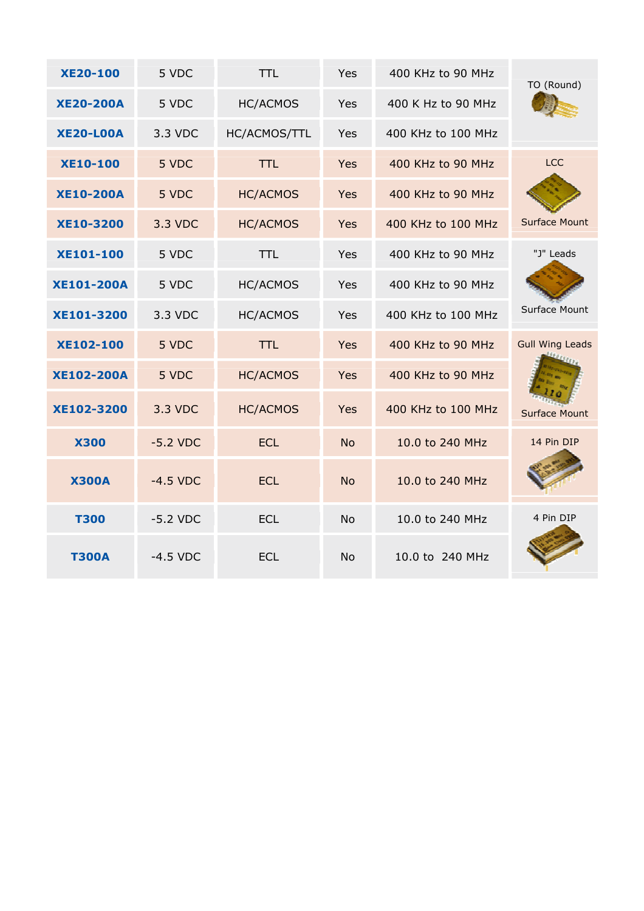| XE20-100 | 5 VDC | TTL | Yes | 400 KHz to 90 MHz | TO (Round) |
|---|---|---|---|---|---|
| XE20-200A | 5 VDC | HC/ACMOS | Yes | 400 K Hz to 90 MHz | |
| XE20-L00A | 3.3 VDC | HC/ACMOS/TTL | Yes | 400 KHz to 100 MHz | |
| XE10-100 | 5 VDC | TTL | Yes | 400 KHz to 90 MHz | LCC Surface Mount |
| XE10-200A | 5 VDC | HC/ACMOS | Yes | 400 KHz to 90 MHz | |
| XE10-3200 | 3.3 VDC | HC/ACMOS | Yes | 400 KHz to 100 MHz | |
| XE101-100 | 5 VDC | TTL | Yes | 400 KHz to 90 MHz | "J" Leads Surface Mount |
| XE101-200A | 5 VDC | HC/ACMOS | Yes | 400 KHz to 90 MHz | |
| XE101-3200 | 3.3 VDC | HC/ACMOS | Yes | 400 KHz to 100 MHz | |
| XE102-100 | 5 VDC | TTL | Yes | 400 KHz to 90 MHz | Gull Wing Leads Surface Mount |
| XE102-200A | 5 VDC | HC/ACMOS | Yes | 400 KHz to 90 MHz | |
| XE102-3200 | 3.3 VDC | HC/ACMOS | Yes | 400 KHz to 100 MHz | |
| X300 | -5.2 VDC | ECL | No | 10.0 to 240 MHz | 14 Pin DIP |
| X300A | -4.5 VDC | ECL | No | 10.0 to 240 MHz | |
| T300 | -5.2 VDC | ECL | No | 10.0 to 240 MHz | 4 Pin DIP |
| T300A | -4.5 VDC | ECL | No | 10.0 to 240 MHz | |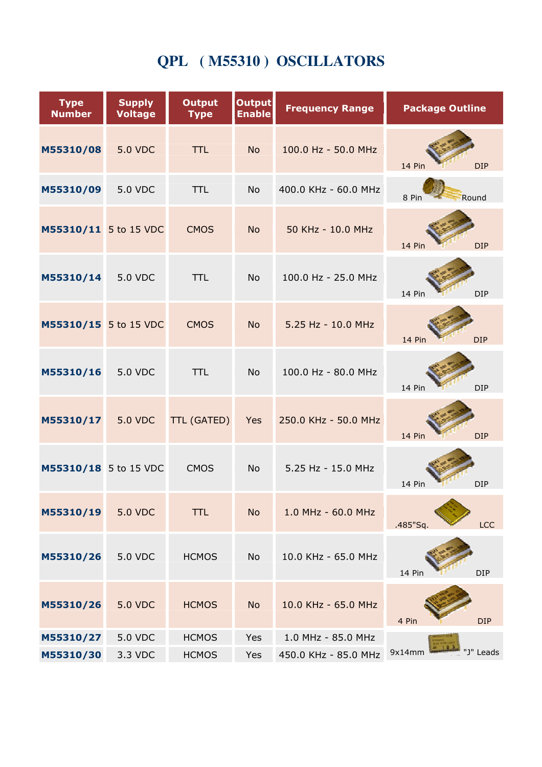# QPL ( M55310 ) OSCILLATORS

| Type Number | Supply Voltage | Output Type | Output Enable | Frequency Range | Package Outline |
|---|---|---|---|---|---|
| M55310/08 | 5.0 VDC | TTL | No | 100.0 Hz - 50.0 MHz | 14 Pin DIP |
| M55310/09 | 5.0 VDC | TTL | No | 400.0 KHz - 60.0 MHz | 8 Pin Round |
| M55310/11 | 5 to 15 VDC | CMOS | No | 50 KHz - 10.0 MHz | 14 Pin DIP |
| M55310/14 | 5.0 VDC | TTL | No | 100.0 Hz - 25.0 MHz | 14 Pin DIP |
| M55310/15 | 5 to 15 VDC | CMOS | No | 5.25 Hz - 10.0 MHz | 14 Pin DIP |
| M55310/16 | 5.0 VDC | TTL | No | 100.0 Hz - 80.0 MHz | 14 Pin DIP |
| M55310/17 | 5.0 VDC | TTL (GATED) | Yes | 250.0 KHz - 50.0 MHz | 14 Pin DIP |
| M55310/18 | 5 to 15 VDC | CMOS | No | 5.25 Hz - 15.0 MHz | 14 Pin DIP |
| M55310/19 | 5.0 VDC | TTL | No | 1.0 MHz - 60.0 MHz | .485"Sq. LCC |
| M55310/26 | 5.0 VDC | HCMOS | No | 10.0 KHz - 65.0 MHz | 14 Pin DIP |
| M55310/26 | 5.0 VDC | HCMOS | No | 10.0 KHz - 65.0 MHz | 4 Pin DIP |
| M55310/27 | 5.0 VDC | HCMOS | Yes | 1.0 MHz - 85.0 MHz | 9x14mm "J" Leads |
| M55310/30 | 3.3 VDC | HCMOS | Yes | 450.0 KHz - 85.0 MHz | |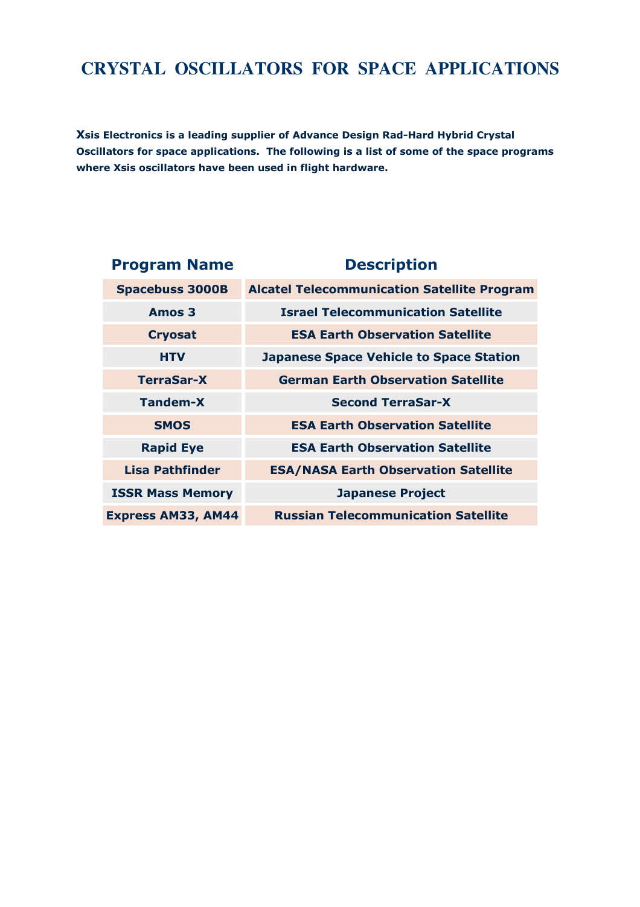# CRYSTAL OSCILLATORS FOR SPACE APPLICATIONS

**Xsis Electronics is a leading supplier of Advance Design Rad-Hard Hybrid Crystal Oscillators for space applications. The following is a list of some of the space programs where Xsis oscillators have been used in flight hardware.**

| Program Name | Description |
|---|---|
| Spacebuss 3000B | Alcatel Telecommunication Satellite Program |
| Amos 3 | Israel Telecommunication Satellite |
| Cryosat | ESA Earth Observation Satellite |
| HTV | Japanese Space Vehicle to Space Station |
| TerraSar-X | German Earth Observation Satellite |
| Tandem-X | Second TerraSar-X |
| SMOS | ESA Earth Observation Satellite |
| Rapid Eye | ESA Earth Observation Satellite |
| Lisa Pathfinder | ESA/NASA Earth Observation Satellite |
| ISSR Mass Memory | Japanese Project |
| Express AM33, AM44 | Russian Telecommunication Satellite |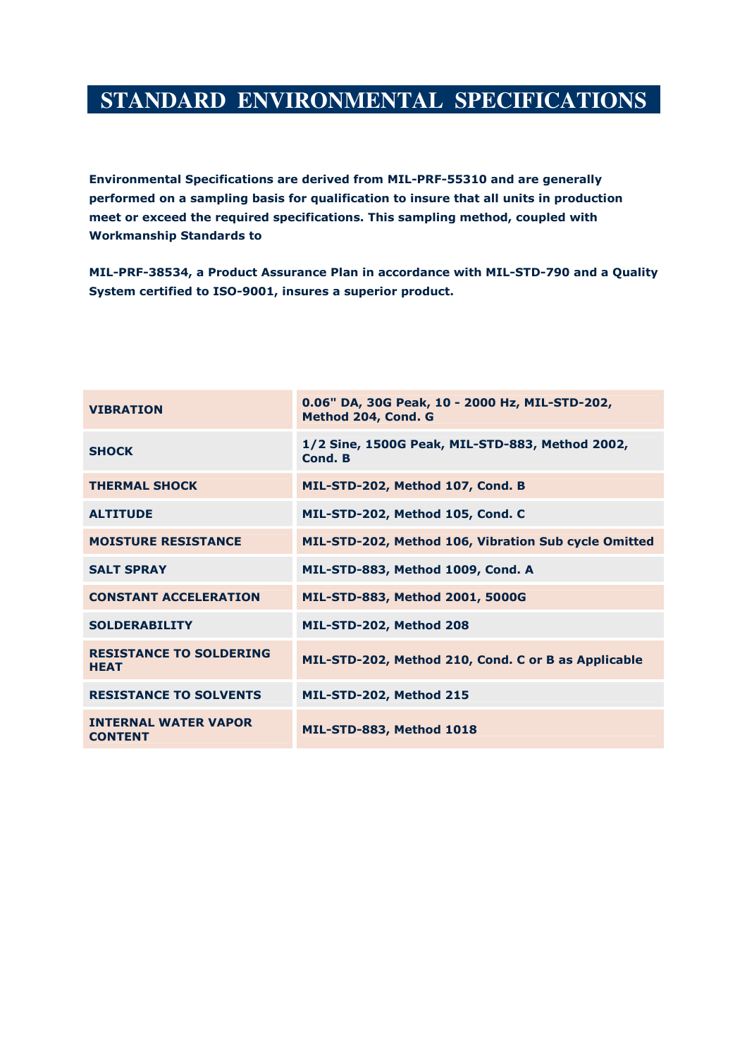# STANDARD ENVIRONMENTAL SPECIFICATIONS

**Environmental Specifications are derived from MIL-PRF-55310 and are generally performed on a sampling basis for qualification to insure that all units in production meet or exceed the required specifications. This sampling method, coupled with Workmanship Standards to**

**MIL-PRF-38534, a Product Assurance Plan in accordance with MIL-STD-790 and a Quality System certified to ISO-9001, insures a superior product.**

| | |
|---|---|
| **VIBRATION** | **0.06" DA, 30G Peak, 10 - 2000 Hz, MIL-STD-202, Method 204, Cond. G** |
| **SHOCK** | **1/2 Sine, 1500G Peak, MIL-STD-883, Method 2002, Cond. B** |
| **THERMAL SHOCK** | **MIL-STD-202, Method 107, Cond. B** |
| **ALTITUDE** | **MIL-STD-202, Method 105, Cond. C** |
| **MOISTURE RESISTANCE** | **MIL-STD-202, Method 106, Vibration Sub cycle Omitted** |
| **SALT SPRAY** | **MIL-STD-883, Method 1009, Cond. A** |
| **CONSTANT ACCELERATION** | **MIL-STD-883, Method 2001, 5000G** |
| **SOLDERABILITY** | **MIL-STD-202, Method 208** |
| **RESISTANCE TO SOLDERING HEAT** | **MIL-STD-202, Method 210, Cond. C or B as Applicable** |
| **RESISTANCE TO SOLVENTS** | **MIL-STD-202, Method 215** |
| **INTERNAL WATER VAPOR CONTENT** | **MIL-STD-883, Method 1018** |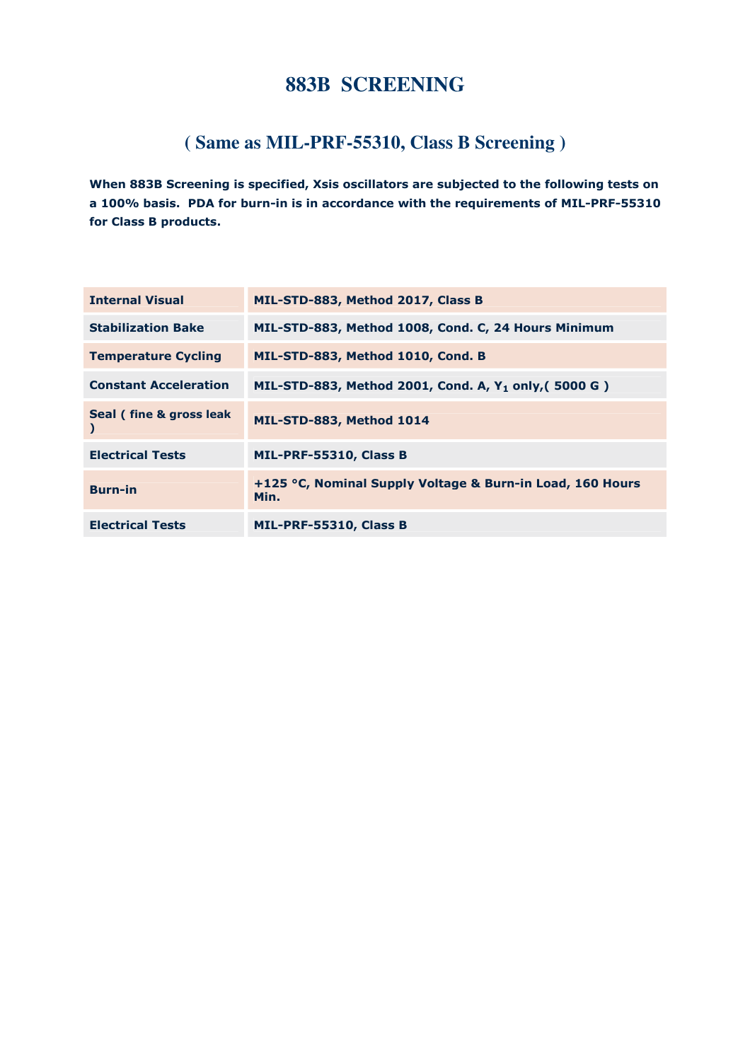# 883B SCREENING

## ( Same as MIL-PRF-55310, Class B Screening )

**When 883B Screening is specified, Xsis oscillators are subjected to the following tests on a 100% basis. PDA for burn-in is in accordance with the requirements of MIL-PRF-55310 for Class B products.**

| | |
|---|---|
| **Internal Visual** | **MIL-STD-883, Method 2017, Class B** |
| **Stabilization Bake** | **MIL-STD-883, Method 1008, Cond. C, 24 Hours Minimum** |
| **Temperature Cycling** | **MIL-STD-883, Method 1010, Cond. B** |
| **Constant Acceleration** | **MIL-STD-883, Method 2001, Cond. A, $Y_1$ only,( 5000 G )** |
| **Seal ( fine & gross leak )** | **MIL-STD-883, Method 1014** |
| **Electrical Tests** | **MIL-PRF-55310, Class B** |
| **Burn-in** | **+125 °C, Nominal Supply Voltage & Burn-in Load, 160 Hours Min.** |
| **Electrical Tests** | **MIL-PRF-55310, Class B** |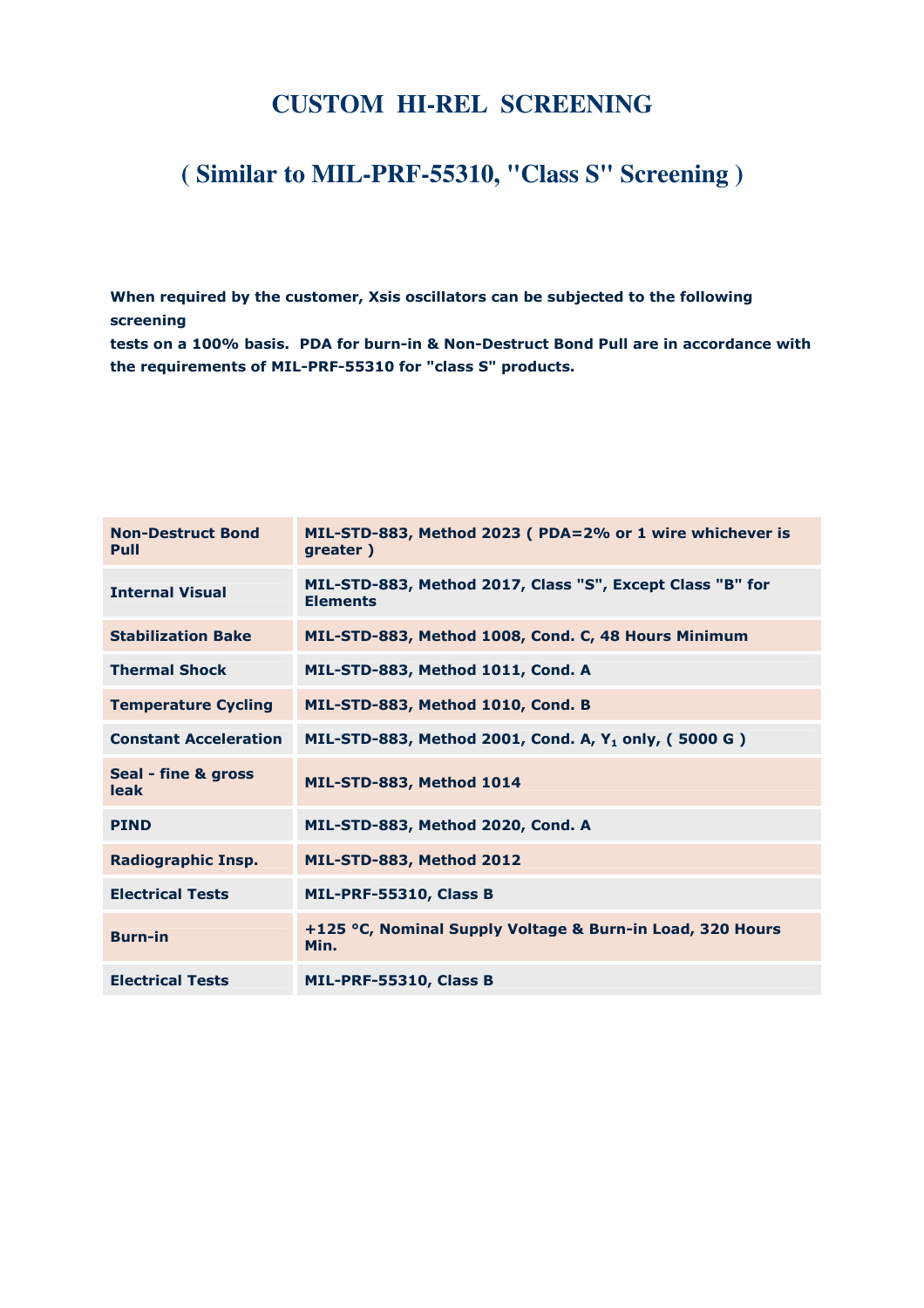# CUSTOM HI-REL SCREENING

## ( Similar to MIL-PRF-55310, "Class S" Screening )

**When required by the customer, Xsis oscillators can be subjected to the following screening tests on a 100% basis. PDA for burn-in & Non-Destruct Bond Pull are in accordance with the requirements of MIL-PRF-55310 for "class S" products.**

| | |
|---|---|
| **Non-Destruct Bond Pull** | **MIL-STD-883, Method 2023 ( PDA=2% or 1 wire whichever is greater )** |
| **Internal Visual** | **MIL-STD-883, Method 2017, Class "S", Except Class "B" for Elements** |
| **Stabilization Bake** | **MIL-STD-883, Method 1008, Cond. C, 48 Hours Minimum** |
| **Thermal Shock** | **MIL-STD-883, Method 1011, Cond. A** |
| **Temperature Cycling** | **MIL-STD-883, Method 1010, Cond. B** |
| **Constant Acceleration** | **MIL-STD-883, Method 2001, Cond. A, $Y_1$ only, ( 5000 G )** |
| **Seal - fine & gross leak** | **MIL-STD-883, Method 1014** |
| **PIND** | **MIL-STD-883, Method 2020, Cond. A** |
| **Radiographic Insp.** | **MIL-STD-883, Method 2012** |
| **Electrical Tests** | **MIL-PRF-55310, Class B** |
| **Burn-in** | **+125 °C, Nominal Supply Voltage & Burn-in Load, 320 Hours Min.** |
| **Electrical Tests** | **MIL-PRF-55310, Class B** |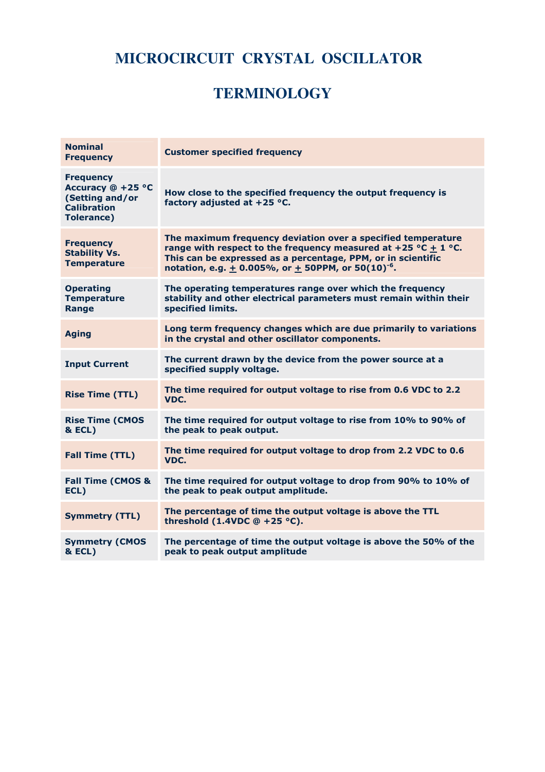# MICROCIRCUIT CRYSTAL OSCILLATOR

# TERMINOLOGY

| | |
|---|---|
| **Nominal Frequency** | **Customer specified frequency** |
| **Frequency Accuracy @ +25 °C (Setting and/or Calibration Tolerance)** | **How close to the specified frequency the output frequency is factory adjusted at +25 °C.** |
| **Frequency Stability Vs. Temperature** | **The maximum frequency deviation over a specified temperature range with respect to the frequency measured at +25 °C ± 1 °C. This can be expressed as a percentage, PPM, or in scientific notation, e.g. ± 0.005%, or ± 50PPM, or $50(10)^{-6}$.** |
| **Operating Temperature Range** | **The operating temperatures range over which the frequency stability and other electrical parameters must remain within their specified limits.** |
| **Aging** | **Long term frequency changes which are due primarily to variations in the crystal and other oscillator components.** |
| **Input Current** | **The current drawn by the device from the power source at a specified supply voltage.** |
| **Rise Time (TTL)** | **The time required for output voltage to rise from 0.6 VDC to 2.2 VDC.** |
| **Rise Time (CMOS & ECL)** | **The time required for output voltage to rise from 10% to 90% of the peak to peak output.** |
| **Fall Time (TTL)** | **The time required for output voltage to drop from 2.2 VDC to 0.6 VDC.** |
| **Fall Time (CMOS & ECL)** | **The time required for output voltage to drop from 90% to 10% of the peak to peak output amplitude.** |
| **Symmetry (TTL)** | **The percentage of time the output voltage is above the TTL threshold (1.4VDC @ +25 °C).** |
| **Symmetry (CMOS & ECL)** | **The percentage of time the output voltage is above the 50% of the peak to peak output amplitude** |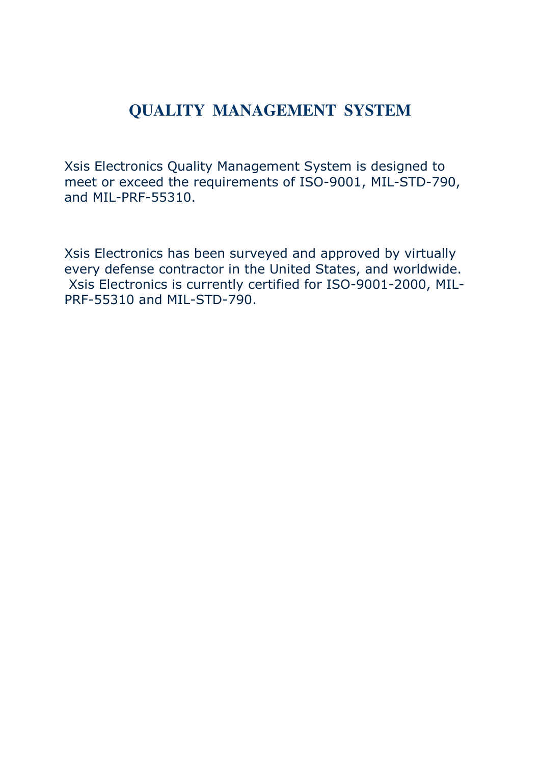# QUALITY MANAGEMENT SYSTEM

Xsis Electronics Quality Management System is designed to meet or exceed the requirements of ISO-9001, MIL-STD-790, and MIL-PRF-55310.

Xsis Electronics has been surveyed and approved by virtually every defense contractor in the United States, and worldwide. Xsis Electronics is currently certified for ISO-9001-2000, MIL-PRF-55310 and MIL-STD-790.